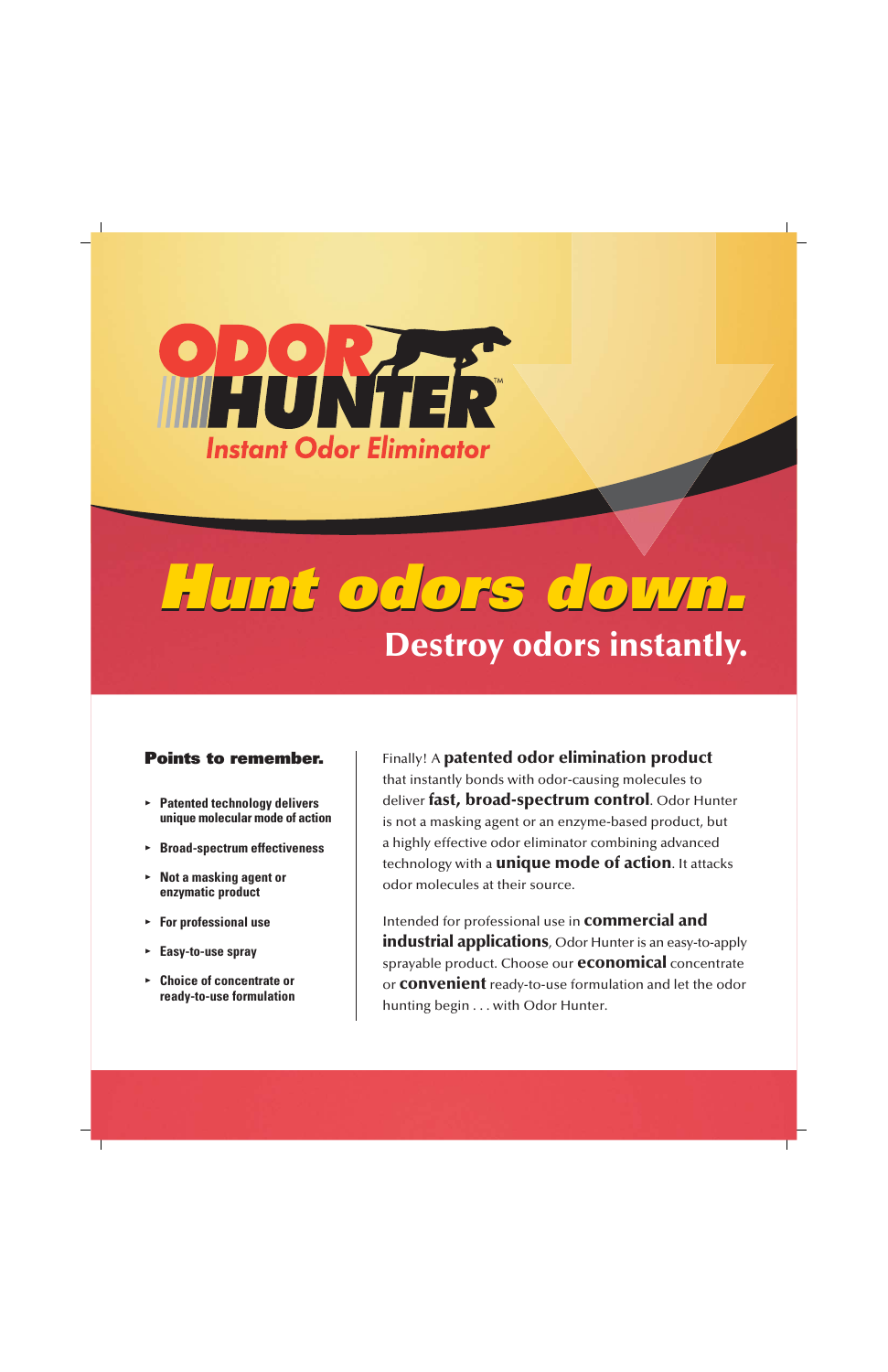# ODOR HUNTER™

*Instant Odor Eliminator*

# Hunt odors down.

## Destroy odors instantly.

### Points to remember.

- Patented technology delivers unique molecular mode of action
- Broad-spectrum effectiveness
- Not a masking agent or enzymatic product
- For professional use
- Easy-to-use spray
- Choice of concentrate or ready-to-use formulation

Finally! A **patented odor elimination product** that instantly bonds with odor-causing molecules to deliver **fast, broad-spectrum control**. Odor Hunter is not a masking agent or an enzyme-based product, but a highly effective odor eliminator combining advanced technology with a **unique mode of action**. It attacks odor molecules at their source.

Intended for professional use in **commercial and industrial applications**, Odor Hunter is an easy-to-apply sprayable product. Choose our **economical** concentrate or **convenient** ready-to-use formulation and let the odor hunting begin . . . with Odor Hunter.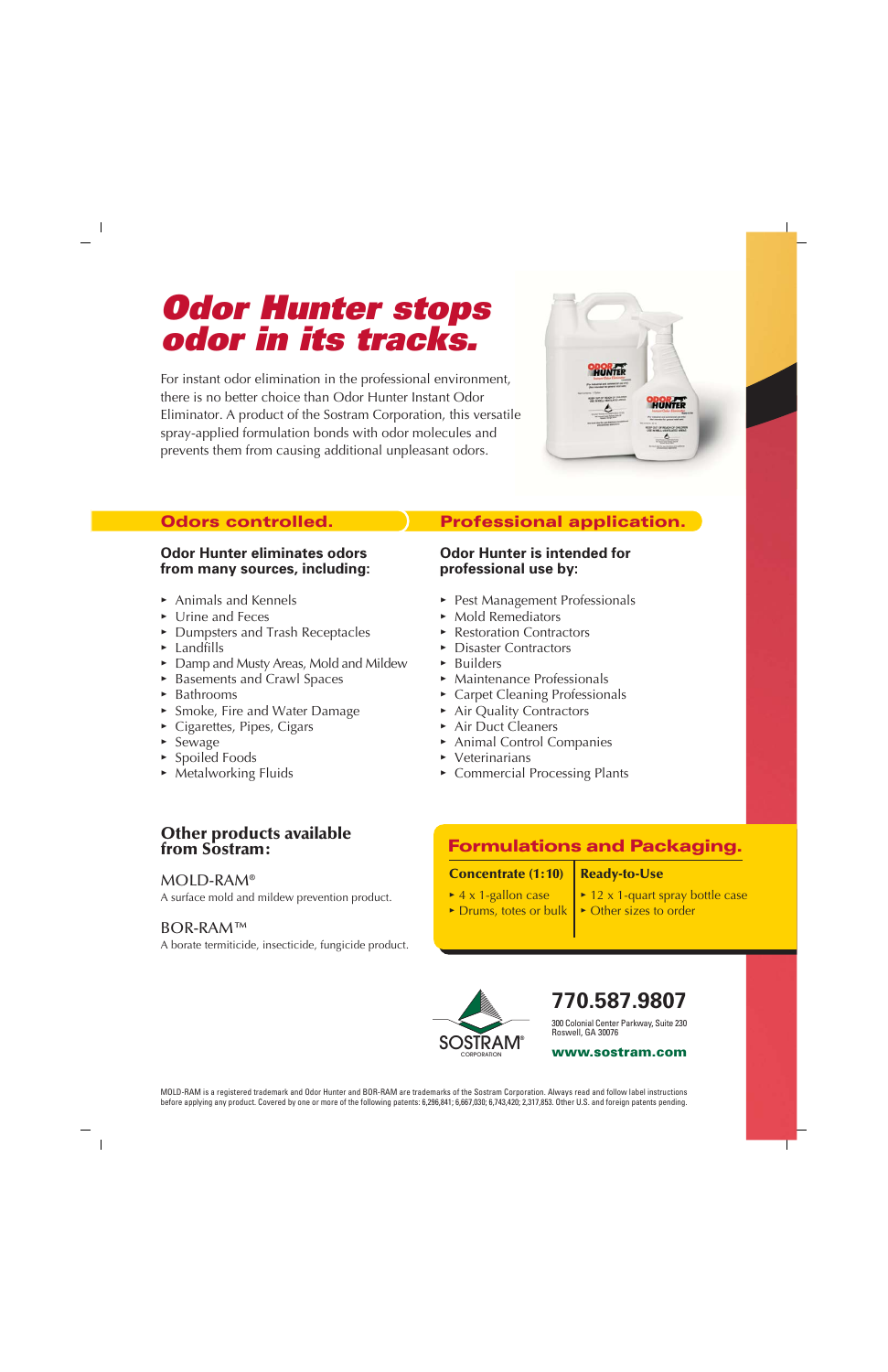# Odor Hunter stops odor in its tracks.

For instant odor elimination in the professional environment, there is no better choice than Odor Hunter Instant Odor Eliminator. A product of the Sostram Corporation, this versatile spray-applied formulation bonds with odor molecules and prevents them from causing additional unpleasant odors.

## Odors controlled.

### Odor Hunter eliminates odors from many sources, including:

- Animals and Kennels
- Urine and Feces
- Dumpsters and Trash Receptacles
- Landfills
- Damp and Musty Areas, Mold and Mildew
- Basements and Crawl Spaces
- Bathrooms
- Smoke, Fire and Water Damage
- Cigarettes, Pipes, Cigars
- Sewage
- Spoiled Foods
- Metalworking Fluids

## Professional application.

### Odor Hunter is intended for professional use by:

- Pest Management Professionals
- Mold Remediators
- Restoration Contractors
- Disaster Contractors
- Builders
- Maintenance Professionals
- Carpet Cleaning Professionals
- Air Quality Contractors
- Air Duct Cleaners
- Animal Control Companies
- Veterinarians
- Commercial Processing Plants

## Other products available from Sostram:

MOLD-RAM®

A surface mold and mildew prevention product.

BOR-RAM™

A borate termiticide, insecticide, fungicide product.

## Formulations and Packaging.

| Concentrate (1:10) | Ready-to-Use |
|---|---|
| ‣ 4 x 1-gallon case | ‣ 12 x 1-quart spray bottle case |
| ‣ Drums, totes or bulk | ‣ Other sizes to order |

SOSTRAM® CORPORATION

**770.587.9807**

300 Colonial Center Parkway, Suite 230
Roswell, GA 30076

**www.sostram.com**

MOLD-RAM is a registered trademark and Odor Hunter and BOR-RAM are trademarks of the Sostram Corporation. Always read and follow label instructions before applying any product. Covered by one or more of the following patents: 6,296,841; 6,667,030; 6,743,420; 2,317,853. Other U.S. and foreign patents pending.